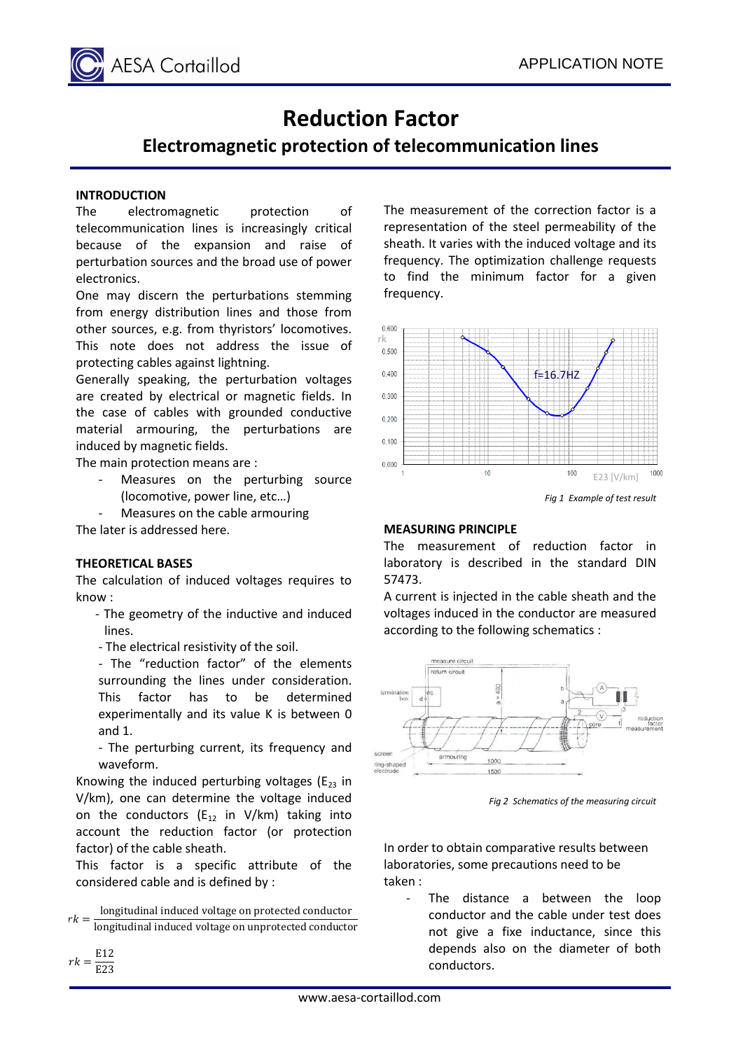# Reduction Factor

## Electromagnetic protection of telecommunication lines

### INTRODUCTION

The electromagnetic protection of telecommunication lines is increasingly critical because of the expansion and raise of perturbation sources and the broad use of power electronics.

One may discern the perturbations stemming from energy distribution lines and those from other sources, e.g. from thyristors' locomotives. This note does not address the issue of protecting cables against lightning.

Generally speaking, the perturbation voltages are created by electrical or magnetic fields. In the case of cables with grounded conductive material armouring, the perturbations are induced by magnetic fields.

The main protection means are :

- Measures on the perturbing source (locomotive, power line, etc…)
- Measures on the cable armouring

The later is addressed here.

### THEORETICAL BASES

The calculation of induced voltages requires to know :

- The geometry of the inductive and induced lines.
- The electrical resistivity of the soil.
- The "reduction factor" of the elements surrounding the lines under consideration. This factor has to be determined experimentally and its value K is between 0 and 1.
- The perturbing current, its frequency and waveform.

Knowing the induced perturbing voltages ($E_{23}$ in V/km), one can determine the voltage induced on the conductors ($E_{12}$ in V/km) taking into account the reduction factor (or protection factor) of the cable sheath.

This factor is a specific attribute of the considered cable and is defined by :

$$rk = \frac{\text{longitudinal induced voltage on protected conductor}}{\text{longitudinal induced voltage on unprotected conductor}}$$

$$rk = \frac{E12}{E23}$$

The measurement of the correction factor is a representation of the steel permeability of the sheath. It varies with the induced voltage and its frequency. The optimization challenge requests to find the minimum factor for a given frequency.

*Fig 1 Example of test result*

### MEASURING PRINCIPLE

The measurement of reduction factor in laboratory is described in the standard DIN 57473.

A current is injected in the cable sheath and the voltages induced in the conductor are measured according to the following schematics :

*Fig 2 Schematics of the measuring circuit*

In order to obtain comparative results between laboratories, some precautions need to be taken :

- The distance a between the loop conductor and the cable under test does not give a fixe inductance, since this depends also on the diameter of both conductors.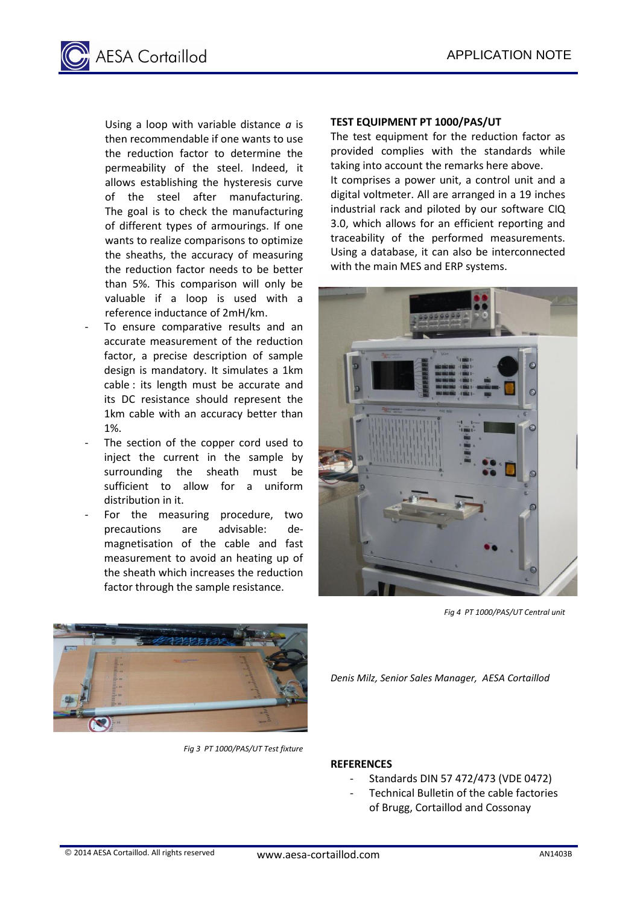Using a loop with variable distance *a* is then recommendable if one wants to use the reduction factor to determine the permeability of the steel. Indeed, it allows establishing the hysteresis curve of the steel after manufacturing. The goal is to check the manufacturing of different types of armourings. If one wants to realize comparisons to optimize the sheaths, the accuracy of measuring the reduction factor needs to be better than 5%. This comparison will only be valuable if a loop is used with a reference inductance of 2mH/km.

- To ensure comparative results and an accurate measurement of the reduction factor, a precise description of sample design is mandatory. It simulates a 1km cable : its length must be accurate and its DC resistance should represent the 1km cable with an accuracy better than 1%.
- The section of the copper cord used to inject the current in the sample by surrounding the sheath must be sufficient to allow for a uniform distribution in it.
- For the measuring procedure, two precautions are advisable: de-magnetisation of the cable and fast measurement to avoid an heating up of the sheath which increases the reduction factor through the sample resistance.

*Fig 3 PT 1000/PAS/UT Test fixture*

**TEST EQUIPMENT PT 1000/PAS/UT**

The test equipment for the reduction factor as provided complies with the standards while taking into account the remarks here above.

It comprises a power unit, a control unit and a digital voltmeter. All are arranged in a 19 inches industrial rack and piloted by our software CIQ 3.0, which allows for an efficient reporting and traceability of the performed measurements. Using a database, it can also be interconnected with the main MES and ERP systems.

*Fig 4 PT 1000/PAS/UT Central unit*

*Denis Milz, Senior Sales Manager, AESA Cortaillod*

**REFERENCES**

- Standards DIN 57 472/473 (VDE 0472)
- Technical Bulletin of the cable factories of Brugg, Cortaillod and Cossonay